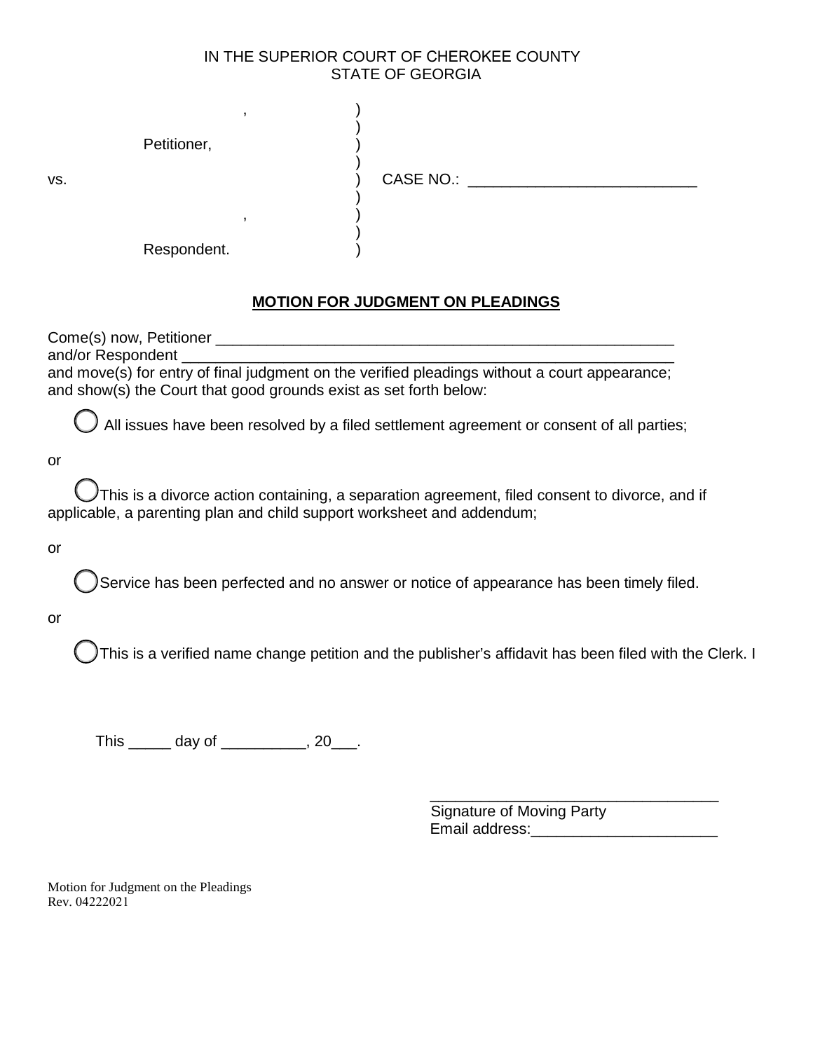IN THE SUPERIOR COURT OF CHEROKEE COUNTY
STATE OF GEORGIA

| | |
|---|---|
| , | ) |
| | ) |
| Petitioner, | ) |
| | ) |
| vs. | ) CASE NO.: ___________________________ |
| | ) |
| , | ) |
| | ) |
| Respondent. | ) |

**MOTION FOR JUDGMENT ON PLEADINGS**

Come(s) now, Petitioner ________________________________________________________
and/or Respondent ____________________________________________________________
and move(s) for entry of final judgment on the verified pleadings without a court appearance; and show(s) the Court that good grounds exist as set forth below:

◯ All issues have been resolved by a filed settlement agreement or consent of all parties;

or

◯ This is a divorce action containing, a separation agreement, filed consent to divorce, and if applicable, a parenting plan and child support worksheet and addendum;

or

◯ Service has been perfected and no answer or notice of appearance has been timely filed.

or

◯ This is a verified name change petition and the publisher's affidavit has been filed with the Clerk. I

This _____ day of __________, 20___.

__________________________________
Signature of Moving Party
Email address:______________________

Motion for Judgment on the Pleadings
Rev. 04222021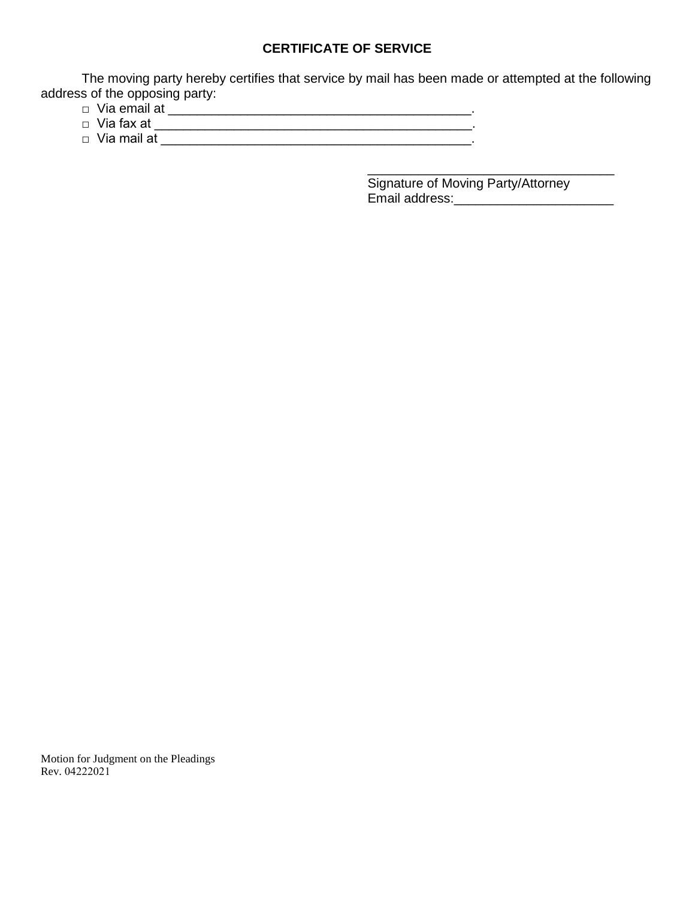**CERTIFICATE OF SERVICE**

The moving party hereby certifies that service by mail has been made or attempted at the following address of the opposing party:

□ Via email at ___________________________________________.

□ Via fax at _____________________________________________.

□ Via mail at ____________________________________________.

___________________________________

Signature of Moving Party/Attorney

Email address:______________________

Motion for Judgment on the Pleadings
Rev. 04222021